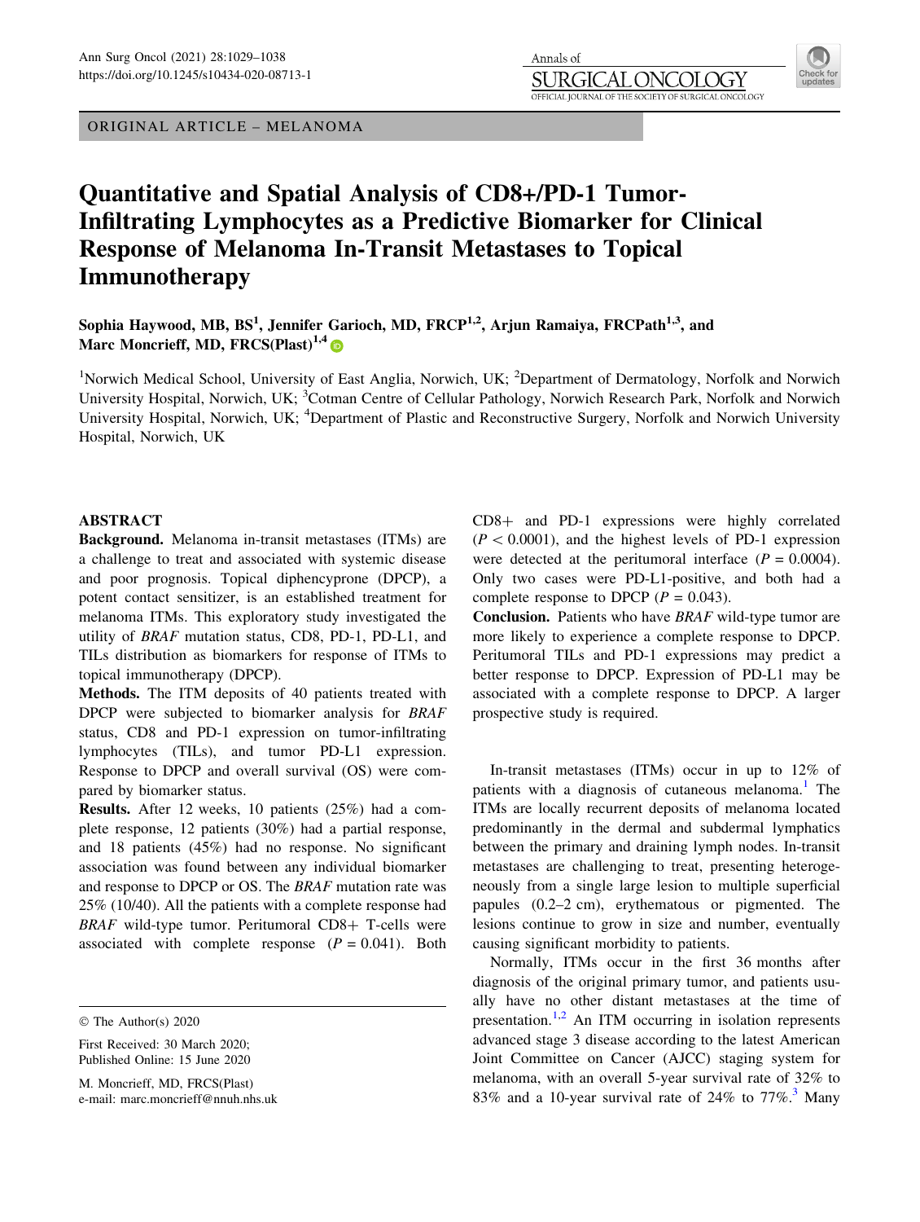ORIGINAL ARTICLE – MELANOMA

# Quantitative and Spatial Analysis of CD8+/PD-1 Tumor-Infiltrating Lymphocytes as a Predictive Biomarker for Clinical Response of Melanoma In-Transit Metastases to Topical Immunotherapy

**Sophia Haywood, MB, BS[1], Jennifer Garioch, MD, FRCP[1,2], Arjun Ramaiya, FRCPath[1,3], and Marc Moncrieff, MD, FRCS(Plast)[1,4]**

[1]Norwich Medical School, University of East Anglia, Norwich, UK; [2]Department of Dermatology, Norfolk and Norwich University Hospital, Norwich, UK; [3]Cotman Centre of Cellular Pathology, Norwich Research Park, Norfolk and Norwich University Hospital, Norwich, UK; [4]Department of Plastic and Reconstructive Surgery, Norfolk and Norwich University Hospital, Norwich, UK

## ABSTRACT

**Background.** Melanoma in-transit metastases (ITMs) are a challenge to treat and associated with systemic disease and poor prognosis. Topical diphencyprone (DPCP), a potent contact sensitizer, is an established treatment for melanoma ITMs. This exploratory study investigated the utility of *BRAF* mutation status, CD8, PD-1, PD-L1, and TILs distribution as biomarkers for response of ITMs to topical immunotherapy (DPCP).

**Methods.** The ITM deposits of 40 patients treated with DPCP were subjected to biomarker analysis for *BRAF* status, CD8 and PD-1 expression on tumor-infiltrating lymphocytes (TILs), and tumor PD-L1 expression. Response to DPCP and overall survival (OS) were compared by biomarker status.

**Results.** After 12 weeks, 10 patients (25%) had a complete response, 12 patients (30%) had a partial response, and 18 patients (45%) had no response. No significant association was found between any individual biomarker and response to DPCP or OS. The *BRAF* mutation rate was 25% (10/40). All the patients with a complete response had *BRAF* wild-type tumor. Peritumoral CD8+ T-cells were associated with complete response ($P = 0.041$). Both CD8+ and PD-1 expressions were highly correlated ($P < 0.0001$), and the highest levels of PD-1 expression were detected at the peritumoral interface ($P = 0.0004$). Only two cases were PD-L1-positive, and both had a complete response to DPCP ($P = 0.043$).

**Conclusion.** Patients who have *BRAF* wild-type tumor are more likely to experience a complete response to DPCP. Peritumoral TILs and PD-1 expressions may predict a better response to DPCP. Expression of PD-L1 may be associated with a complete response to DPCP. A larger prospective study is required.

© The Author(s) 2020

First Received: 30 March 2020;
Published Online: 15 June 2020

M. Moncrieff, MD, FRCS(Plast)
e-mail: marc.moncrieff@nnuh.nhs.uk

In-transit metastases (ITMs) occur in up to 12% of patients with a diagnosis of cutaneous melanoma.[1] The ITMs are locally recurrent deposits of melanoma located predominantly in the dermal and subdermal lymphatics between the primary and draining lymph nodes. In-transit metastases are challenging to treat, presenting heterogeneously from a single large lesion to multiple superficial papules (0.2–2 cm), erythematous or pigmented. The lesions continue to grow in size and number, eventually causing significant morbidity to patients.

Normally, ITMs occur in the first 36 months after diagnosis of the original primary tumor, and patients usually have no other distant metastases at the time of presentation.[1,2] An ITM occurring in isolation represents advanced stage 3 disease according to the latest American Joint Committee on Cancer (AJCC) staging system for melanoma, with an overall 5-year survival rate of 32% to 83% and a 10-year survival rate of 24% to 77%.[3] Many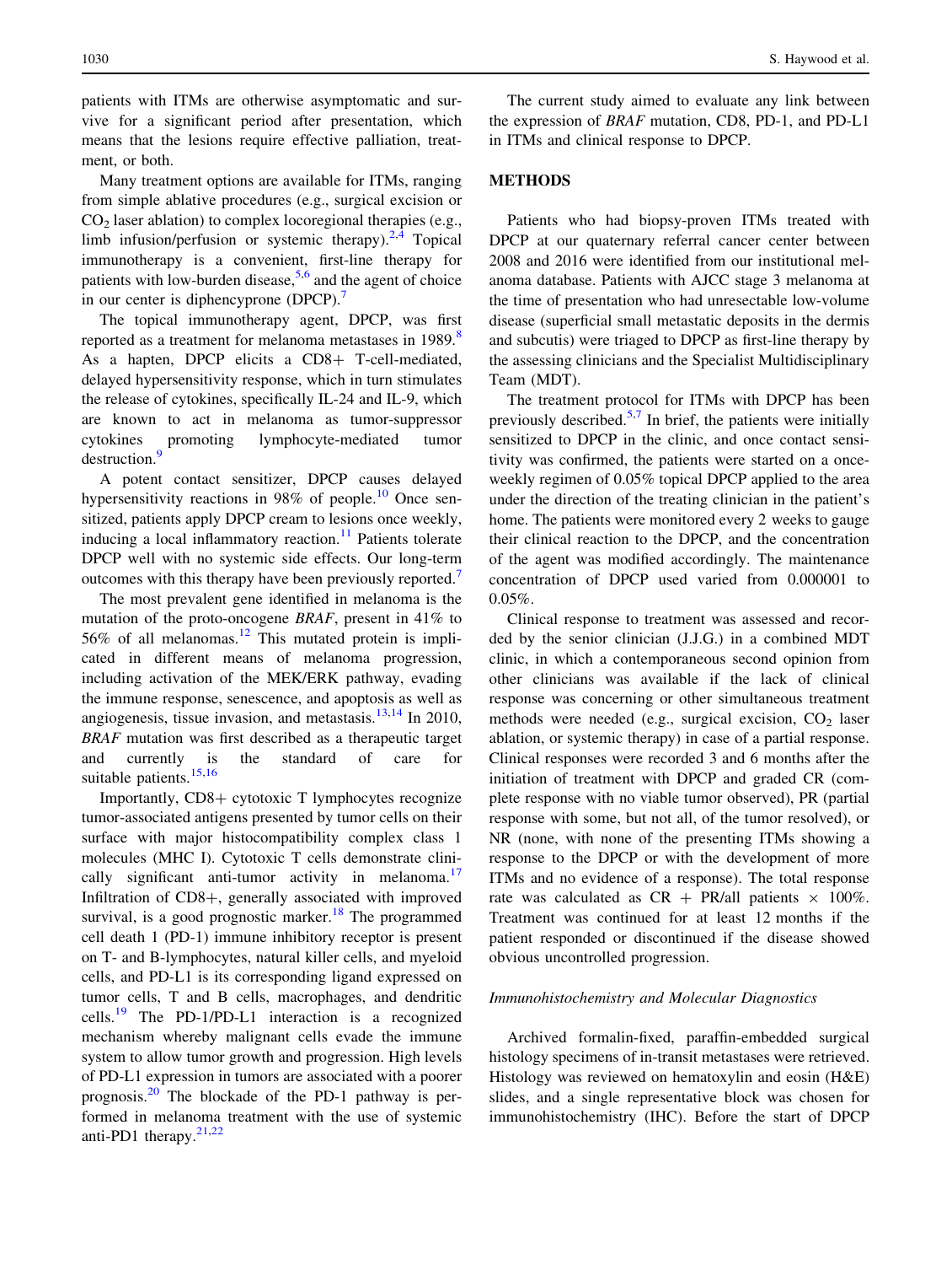patients with ITMs are otherwise asymptomatic and survive for a significant period after presentation, which means that the lesions require effective palliation, treatment, or both.

Many treatment options are available for ITMs, ranging from simple ablative procedures (e.g., surgical excision or $CO_2$ laser ablation) to complex locoregional therapies (e.g., limb infusion/perfusion or systemic therapy).[2,4] Topical immunotherapy is a convenient, first-line therapy for patients with low-burden disease,[5,6] and the agent of choice in our center is diphencyprone (DPCP).[7]

The topical immunotherapy agent, DPCP, was first reported as a treatment for melanoma metastases in 1989.[8] As a hapten, DPCP elicits a CD8+ T-cell-mediated, delayed hypersensitivity response, which in turn stimulates the release of cytokines, specifically IL-24 and IL-9, which are known to act in melanoma as tumor-suppressor cytokines promoting lymphocyte-mediated tumor destruction.[9]

A potent contact sensitizer, DPCP causes delayed hypersensitivity reactions in 98% of people.[10] Once sensitized, patients apply DPCP cream to lesions once weekly, inducing a local inflammatory reaction.[11] Patients tolerate DPCP well with no systemic side effects. Our long-term outcomes with this therapy have been previously reported.[7]

The most prevalent gene identified in melanoma is the mutation of the proto-oncogene *BRAF*, present in 41% to 56% of all melanomas.[12] This mutated protein is implicated in different means of melanoma progression, including activation of the MEK/ERK pathway, evading the immune response, senescence, and apoptosis as well as angiogenesis, tissue invasion, and metastasis.[13,14] In 2010, *BRAF* mutation was first described as a therapeutic target and currently is the standard of care for suitable patients.[15,16]

Importantly, CD8+ cytotoxic T lymphocytes recognize tumor-associated antigens presented by tumor cells on their surface with major histocompatibility complex class 1 molecules (MHC I). Cytotoxic T cells demonstrate clinically significant anti-tumor activity in melanoma.[17] Infiltration of CD8+, generally associated with improved survival, is a good prognostic marker.[18] The programmed cell death 1 (PD-1) immune inhibitory receptor is present on T- and B-lymphocytes, natural killer cells, and myeloid cells, and PD-L1 is its corresponding ligand expressed on tumor cells, T and B cells, macrophages, and dendritic cells.[19] The PD-1/PD-L1 interaction is a recognized mechanism whereby malignant cells evade the immune system to allow tumor growth and progression. High levels of PD-L1 expression in tumors are associated with a poorer prognosis.[20] The blockade of the PD-1 pathway is performed in melanoma treatment with the use of systemic anti-PD1 therapy.[21,22]

The current study aimed to evaluate any link between the expression of *BRAF* mutation, CD8, PD-1, and PD-L1 in ITMs and clinical response to DPCP.

## METHODS

Patients who had biopsy-proven ITMs treated with DPCP at our quaternary referral cancer center between 2008 and 2016 were identified from our institutional melanoma database. Patients with AJCC stage 3 melanoma at the time of presentation who had unresectable low-volume disease (superficial small metastatic deposits in the dermis and subcutis) were triaged to DPCP as first-line therapy by the assessing clinicians and the Specialist Multidisciplinary Team (MDT).

The treatment protocol for ITMs with DPCP has been previously described.[5,7] In brief, the patients were initially sensitized to DPCP in the clinic, and once contact sensitivity was confirmed, the patients were started on a once-weekly regimen of 0.05% topical DPCP applied to the area under the direction of the treating clinician in the patient's home. The patients were monitored every 2 weeks to gauge their clinical reaction to the DPCP, and the concentration of the agent was modified accordingly. The maintenance concentration of DPCP used varied from 0.000001 to 0.05%.

Clinical response to treatment was assessed and recorded by the senior clinician (J.J.G.) in a combined MDT clinic, in which a contemporaneous second opinion from other clinicians was available if the lack of clinical response was concerning or other simultaneous treatment methods were needed (e.g., surgical excision, $CO_2$ laser ablation, or systemic therapy) in case of a partial response. Clinical responses were recorded 3 and 6 months after the initiation of treatment with DPCP and graded CR (complete response with no viable tumor observed), PR (partial response with some, but not all, of the tumor resolved), or NR (none, with none of the presenting ITMs showing a response to the DPCP or with the development of more ITMs and no evidence of a response). The total response rate was calculated as CR + PR/all patients $\times$ 100%. Treatment was continued for at least 12 months if the patient responded or discontinued if the disease showed obvious uncontrolled progression.

### *Immunohistochemistry and Molecular Diagnostics*

Archived formalin-fixed, paraffin-embedded surgical histology specimens of in-transit metastases were retrieved. Histology was reviewed on hematoxylin and eosin (H&E) slides, and a single representative block was chosen for immunohistochemistry (IHC). Before the start of DPCP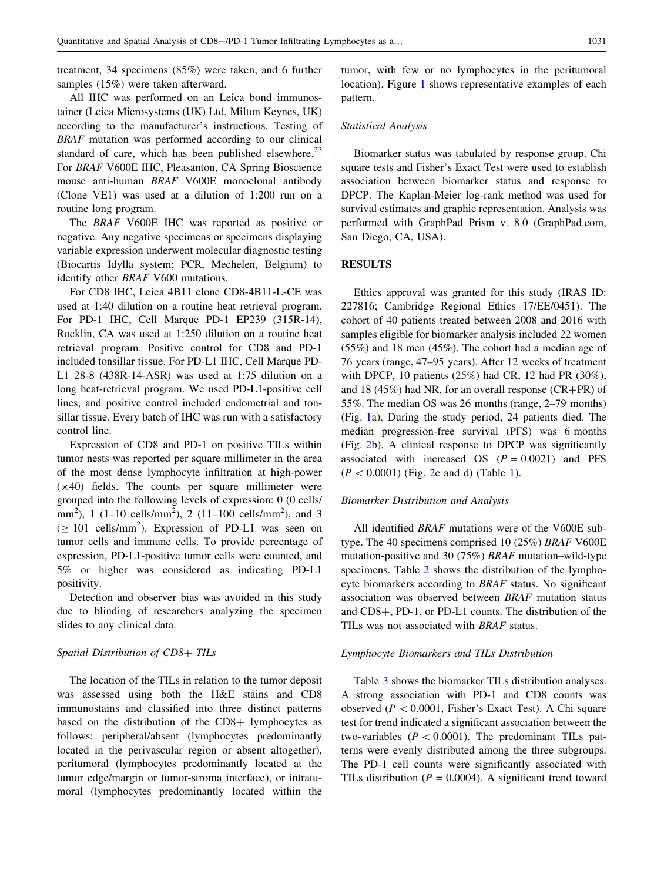treatment, 34 specimens (85%) were taken, and 6 further samples (15%) were taken afterward.

All IHC was performed on an Leica bond immunostainer (Leica Microsystems (UK) Ltd, Milton Keynes, UK) according to the manufacturer's instructions. Testing of *BRAF* mutation was performed according to our clinical standard of care, which has been published elsewhere.[23] For *BRAF* V600E IHC, Pleasanton, CA Spring Bioscience mouse anti-human *BRAF* V600E monoclonal antibody (Clone VE1) was used at a dilution of 1:200 run on a routine long program.

The *BRAF* V600E IHC was reported as positive or negative. Any negative specimens or specimens displaying variable expression underwent molecular diagnostic testing (Biocartis Idylla system; PCR, Mechelen, Belgium) to identify other *BRAF* V600 mutations.

For CD8 IHC, Leica 4B11 clone CD8-4B11-L-CE was used at 1:40 dilution on a routine heat retrieval program. For PD-1 IHC, Cell Marque PD-1 EP239 (315R-14), Rocklin, CA was used at 1:250 dilution on a routine heat retrieval program. Positive control for CD8 and PD-1 included tonsillar tissue. For PD-L1 IHC, Cell Marque PD-L1 28-8 (438R-14-ASR) was used at 1:75 dilution on a long heat-retrieval program. We used PD-L1-positive cell lines, and positive control included endometrial and tonsillar tissue. Every batch of IHC was run with a satisfactory control line.

Expression of CD8 and PD-1 on positive TILs within tumor nests was reported per square millimeter in the area of the most dense lymphocyte infiltration at high-power (×40) fields. The counts per square millimeter were grouped into the following levels of expression: 0 (0 cells/mm$^2$), 1 (1–10 cells/mm$^2$), 2 (11–100 cells/mm$^2$), and 3 ($\geq$ 101 cells/mm$^2$). Expression of PD-L1 was seen on tumor cells and immune cells. To provide percentage of expression, PD-L1-positive tumor cells were counted, and 5% or higher was considered as indicating PD-L1 positivity.

Detection and observer bias was avoided in this study due to blinding of researchers analyzing the specimen slides to any clinical data.

### Spatial Distribution of CD8+ TILs

The location of the TILs in relation to the tumor deposit was assessed using both the H&E stains and CD8 immunostains and classified into three distinct patterns based on the distribution of the CD8+ lymphocytes as follows: peripheral/absent (lymphocytes predominantly located in the perivascular region or absent altogether), peritumoral (lymphocytes predominantly located at the tumor edge/margin or tumor-stroma interface), or intratumoral (lymphocytes predominantly located within the tumor, with few or no lymphocytes in the peritumoral location). Figure 1 shows representative examples of each pattern.

### Statistical Analysis

Biomarker status was tabulated by response group. Chi square tests and Fisher's Exact Test were used to establish association between biomarker status and response to DPCP. The Kaplan-Meier log-rank method was used for survival estimates and graphic representation. Analysis was performed with GraphPad Prism v. 8.0 (GraphPad.com, San Diego, CA, USA).

## RESULTS

Ethics approval was granted for this study (IRAS ID: 227816; Cambridge Regional Ethics 17/EE/0451). The cohort of 40 patients treated between 2008 and 2016 with samples eligible for biomarker analysis included 22 women (55%) and 18 men (45%). The cohort had a median age of 76 years (range, 47–95 years). After 12 weeks of treatment with DPCP, 10 patients (25%) had CR, 12 had PR (30%), and 18 (45%) had NR, for an overall response (CR+PR) of 55%. The median OS was 26 months (range, 2–79 months) (Fig. 1a). During the study period, 24 patients died. The median progression-free survival (PFS) was 6 months (Fig. 2b). A clinical response to DPCP was significantly associated with increased OS ($P = 0.0021$) and PFS ($P < 0.0001$) (Fig. 2c and d) (Table 1).

### Biomarker Distribution and Analysis

All identified *BRAF* mutations were of the V600E subtype. The 40 specimens comprised 10 (25%) *BRAF* V600E mutation-positive and 30 (75%) *BRAF* mutation–wild-type specimens. Table 2 shows the distribution of the lymphocyte biomarkers according to *BRAF* status. No significant association was observed between *BRAF* mutation status and CD8+, PD-1, or PD-L1 counts. The distribution of the TILs was not associated with *BRAF* status.

### Lymphocyte Biomarkers and TILs Distribution

Table 3 shows the biomarker TILs distribution analyses. A strong association with PD-1 and CD8 counts was observed ($P < 0.0001$, Fisher's Exact Test). A Chi square test for trend indicated a significant association between the two-variables ($P < 0.0001$). The predominant TILs patterns were evenly distributed among the three subgroups. The PD-1 cell counts were significantly associated with TILs distribution ($P = 0.0004$). A significant trend toward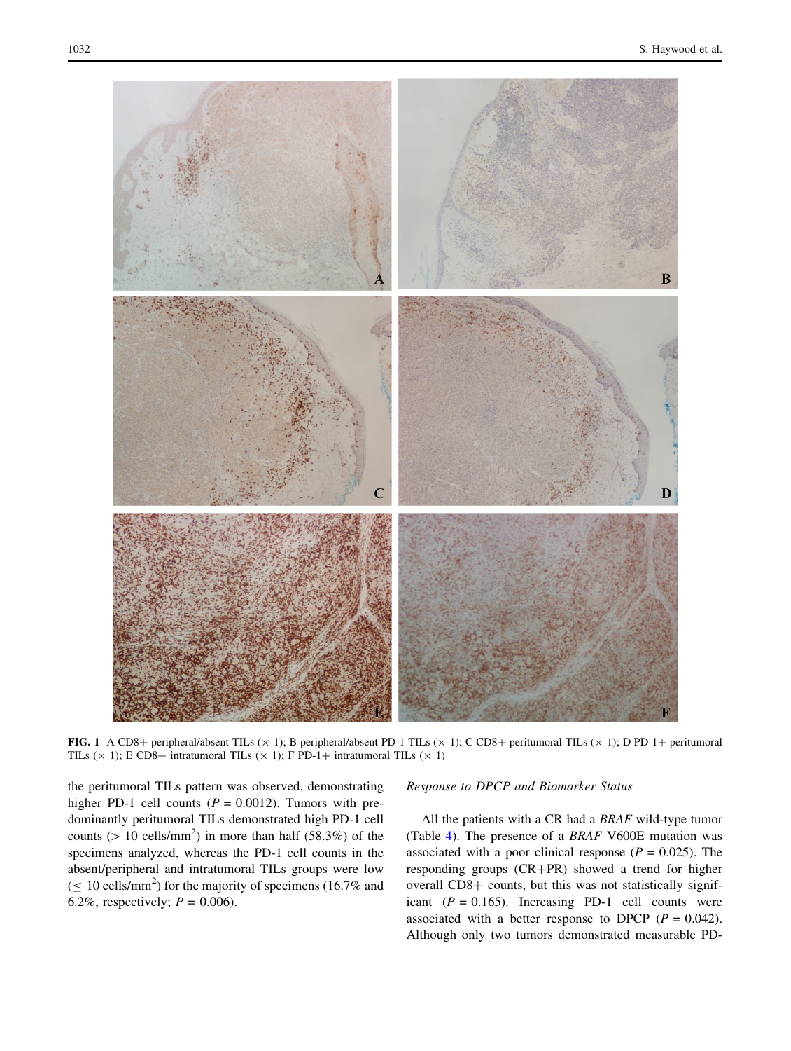FIG. 1 A CD8+ peripheral/absent TILs (× 1); B peripheral/absent PD-1 TILs (× 1); C CD8+ peritumoral TILs (× 1); D PD-1+ peritumoral TILs (× 1); E CD8+ intratumoral TILs (× 1); F PD-1+ intratumoral TILs (× 1)

the peritumoral TILs pattern was observed, demonstrating higher PD-1 cell counts ($P = 0.0012$). Tumors with predominantly peritumoral TILs demonstrated high PD-1 cell counts (> 10 cells/mm$^2$) in more than half (58.3%) of the specimens analyzed, whereas the PD-1 cell counts in the absent/peripheral and intratumoral TILs groups were low ($\leq$ 10 cells/mm$^2$) for the majority of specimens (16.7% and 6.2%, respectively; $P = 0.006$).

### Response to DPCP and Biomarker Status

All the patients with a CR had a *BRAF* wild-type tumor (Table 4). The presence of a *BRAF* V600E mutation was associated with a poor clinical response ($P = 0.025$). The responding groups (CR+PR) showed a trend for higher overall CD8+ counts, but this was not statistically significant ($P = 0.165$). Increasing PD-1 cell counts were associated with a better response to DPCP ($P = 0.042$). Although only two tumors demonstrated measurable PD-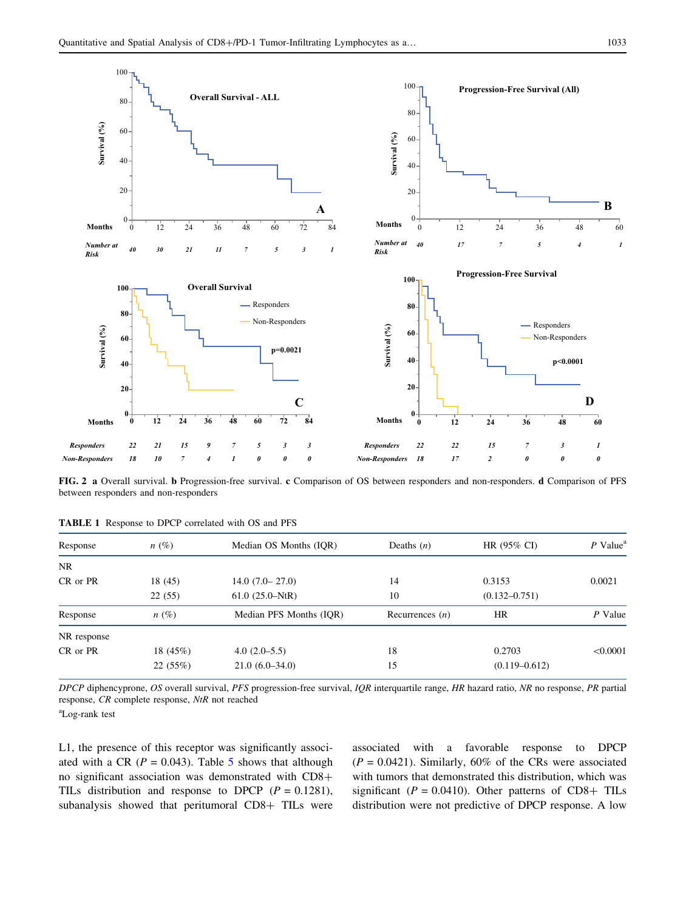FIG. 2 **a** Overall survival. **b** Progression-free survival. **c** Comparison of OS between responders and non-responders. **d** Comparison of PFS between responders and non-responders

**TABLE 1** Response to DPCP correlated with OS and PFS

| Response | *n* (%) | Median OS Months (IQR) | Deaths (*n*) | HR (95% CI) | *P* Value[a] |
|---|---|---|---|---|---|
| NR | | | | | |
| CR or PR | 18 (45) | 14.0 (7.0– 27.0) | 14 | 0.3153 | 0.0021 |
| | 22 (55) | 61.0 (25.0–NtR) | 10 | (0.132–0.751) | |
| Response | *n* (%) | Median PFS Months (IQR) | Recurrences (*n*) | HR | *P* Value |
| NR response | | | | | |
| CR or PR | 18 (45%) | 4.0 (2.0–5.5) | 18 | 0.2703 | <0.0001 |
| | 22 (55%) | 21.0 (6.0–34.0) | 15 | (0.119–0.612) | |

*DPCP* diphencyprone, *OS* overall survival, *PFS* progression-free survival, *IQR* interquartile range, *HR* hazard ratio, *NR* no response, *PR* partial response, *CR* complete response, *NtR* not reached

[a]Log-rank test

L1, the presence of this receptor was significantly associated with a CR ($P = 0.043$). Table 5 shows that although no significant association was demonstrated with CD8+ TILs distribution and response to DPCP ($P = 0.1281$), subanalysis showed that peritumoral CD8+ TILs were associated with a favorable response to DPCP ($P = 0.0421$). Similarly, 60% of the CRs were associated with tumors that demonstrated this distribution, which was significant ($P = 0.0410$). Other patterns of CD8+ TILs distribution were not predictive of DPCP response. A low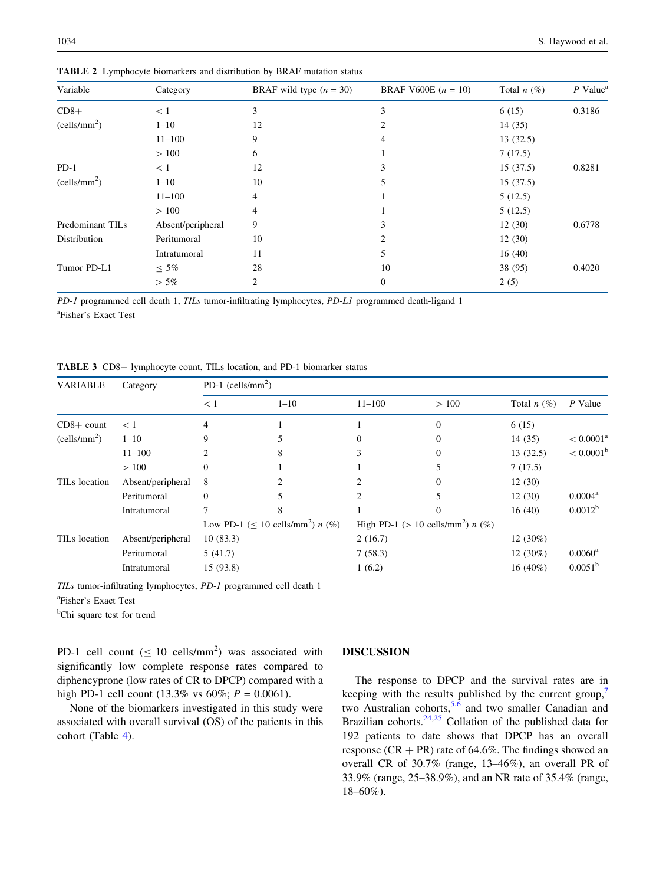**TABLE 2** Lymphocyte biomarkers and distribution by BRAF mutation status

| Variable | Category | BRAF wild type ($n$ = 30) | BRAF V600E ($n$ = 10) | Total $n$ (%) | $P$ Value[a] |
|---|---|---|---|---|---|
| CD8+ (cells/mm$^2$) | < 1 | 3 | 3 | 6 (15) | 0.3186 |
| | 1–10 | 12 | 2 | 14 (35) | |
| | 11–100 | 9 | 4 | 13 (32.5) | |
| | > 100 | 6 | 1 | 7 (17.5) | |
| PD-1 (cells/mm$^2$) | < 1 | 12 | 3 | 15 (37.5) | 0.8281 |
| | 1–10 | 10 | 5 | 15 (37.5) | |
| | 11–100 | 4 | 1 | 5 (12.5) | |
| | > 100 | 4 | 1 | 5 (12.5) | |
| Predominant TILs Distribution | Absent/peripheral | 9 | 3 | 12 (30) | 0.6778 |
| | Peritumoral | 10 | 2 | 12 (30) | |
| | Intratumoral | 11 | 5 | 16 (40) | |
| Tumor PD-L1 | ≤ 5% | 28 | 10 | 38 (95) | 0.4020 |
| | > 5% | 2 | 0 | 2 (5) | |

*PD-1* programmed cell death 1, *TILs* tumor-infiltrating lymphocytes, *PD-L1* programmed death-ligand 1

[a]Fisher's Exact Test

**TABLE 3** CD8+ lymphocyte count, TILs location, and PD-1 biomarker status

| VARIABLE | Category | PD-1 (cells/mm$^2$) | | | | Total $n$ (%) | $P$ Value |
|---|---|---|---|---|---|---|---|
| | | < 1 | 1–10 | 11–100 | > 100 | | |
| CD8+ count (cells/mm$^2$) | < 1 | 4 | 1 | 1 | 0 | 6 (15) | |
| | 1–10 | 9 | 5 | 0 | 0 | 14 (35) | < 0.0001[a] |
| | 11–100 | 2 | 8 | 3 | 0 | 13 (32.5) | < 0.0001[b] |
| | > 100 | 0 | 1 | 1 | 5 | 7 (17.5) | |
| TILs location | Absent/peripheral | 8 | 2 | 2 | 0 | 12 (30) | |
| | Peritumoral | 0 | 5 | 2 | 5 | 12 (30) | 0.0004[a] |
| | Intratumoral | 7 | 8 | 1 | 0 | 16 (40) | 0.0012[b] |
| | | Low PD-1 (≤ 10 cells/mm$^2$) $n$ (%) | | High PD-1 (> 10 cells/mm$^2$) $n$ (%) | | | |
| TILs location | Absent/peripheral | 10 (83.3) | | 2 (16.7) | | 12 (30%) | |
| | Peritumoral | 5 (41.7) | | 7 (58.3) | | 12 (30%) | 0.0060[a] |
| | Intratumoral | 15 (93.8) | | 1 (6.2) | | 16 (40%) | 0.0051[b] |

*TILs* tumor-infiltrating lymphocytes, *PD-1* programmed cell death 1

[a]Fisher's Exact Test

[b]Chi square test for trend

PD-1 cell count (≤ 10 cells/mm$^2$) was associated with significantly low complete response rates compared to diphencyprone (low rates of CR to DPCP) compared with a high PD-1 cell count (13.3% vs 60%; $P$ = 0.0061).

None of the biomarkers investigated in this study were associated with overall survival (OS) of the patients in this cohort (Table 4).

## DISCUSSION

The response to DPCP and the survival rates are in keeping with the results published by the current group,[7] two Australian cohorts,[5,6] and two smaller Canadian and Brazilian cohorts.[24,25] Collation of the published data for 192 patients to date shows that DPCP has an overall response (CR + PR) rate of 64.6%. The findings showed an overall CR of 30.7% (range, 13–46%), an overall PR of 33.9% (range, 25–38.9%), and an NR rate of 35.4% (range, 18–60%).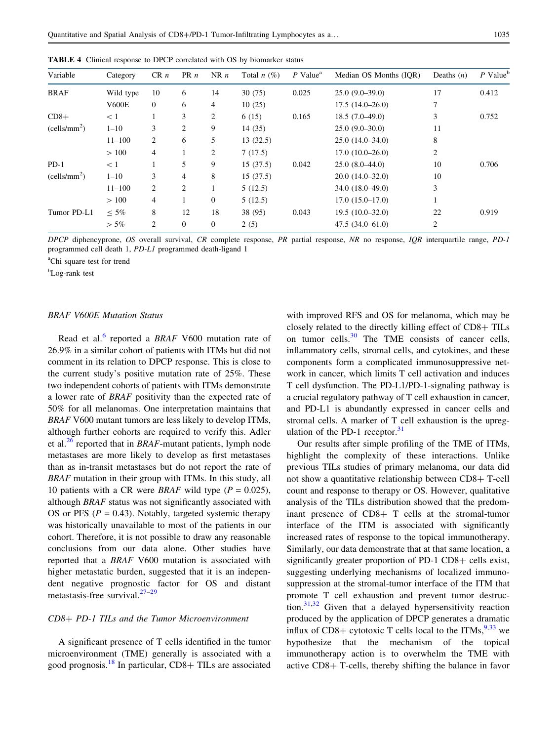**TABLE 4** Clinical response to DPCP correlated with OS by biomarker status

| Variable | Category | CR *n* | PR *n* | NR *n* | Total *n* (%) | *P* Value[a] | Median OS Months (IQR) | Deaths (*n*) | *P* Value[b] |
|---|---|---|---|---|---|---|---|---|---|
| BRAF | Wild type | 10 | 6 | 14 | 30 (75) | 0.025 | 25.0 (9.0–39.0) | 17 | 0.412 |
| | V600E | 0 | 6 | 4 | 10 (25) | | 17.5 (14.0–26.0) | 7 | |
| CD8+ (cells/mm$^2$) | < 1 | 1 | 3 | 2 | 6 (15) | 0.165 | 18.5 (7.0–49.0) | 3 | 0.752 |
| | 1–10 | 3 | 2 | 9 | 14 (35) | | 25.0 (9.0–30.0) | 11 | |
| | 11–100 | 2 | 6 | 5 | 13 (32.5) | | 25.0 (14.0–34.0) | 8 | |
| | > 100 | 4 | 1 | 2 | 7 (17.5) | | 17.0 (10.0–26.0) | 2 | |
| PD-1 (cells/mm$^2$) | < 1 | 1 | 5 | 9 | 15 (37.5) | 0.042 | 25.0 (8.0–44.0) | 10 | 0.706 |
| | 1–10 | 3 | 4 | 8 | 15 (37.5) | | 20.0 (14.0–32.0) | 10 | |
| | 11–100 | 2 | 2 | 1 | 5 (12.5) | | 34.0 (18.0–49.0) | 3 | |
| | > 100 | 4 | 1 | 0 | 5 (12.5) | | 17.0 (15.0–17.0) | 1 | |
| Tumor PD-L1 | ≤ 5% | 8 | 12 | 18 | 38 (95) | 0.043 | 19.5 (10.0–32.0) | 22 | 0.919 |
| | > 5% | 2 | 0 | 0 | 2 (5) | | 47.5 (34.0–61.0) | 2 | |

*DPCP* diphencyprone, *OS* overall survival, *CR* complete response, *PR* partial response, *NR* no response, *IQR* interquartile range, *PD-1* programmed cell death 1, *PD-L1* programmed death-ligand 1

[a]Chi square test for trend

[b]Log-rank test

#### *BRAF V600E Mutation Status*

Read et al.[6] reported a *BRAF* V600 mutation rate of 26.9% in a similar cohort of patients with ITMs but did not comment in its relation to DPCP response. This is close to the current study's positive mutation rate of 25%. These two independent cohorts of patients with ITMs demonstrate a lower rate of *BRAF* positivity than the expected rate of 50% for all melanomas. One interpretation maintains that *BRAF* V600 mutant tumors are less likely to develop ITMs, although further cohorts are required to verify this. Adler et al.[26] reported that in *BRAF*-mutant patients, lymph node metastases are more likely to develop as first metastases than as in-transit metastases but do not report the rate of *BRAF* mutation in their group with ITMs. In this study, all 10 patients with a CR were *BRAF* wild type ($P = 0.025$), although *BRAF* status was not significantly associated with OS or PFS ($P = 0.43$). Notably, targeted systemic therapy was historically unavailable to most of the patients in our cohort. Therefore, it is not possible to draw any reasonable conclusions from our data alone. Other studies have reported that a *BRAF* V600 mutation is associated with higher metastatic burden, suggested that it is an independent negative prognostic factor for OS and distant metastasis-free survival.[27–29]

#### *CD8+ PD-1 TILs and the Tumor Microenvironment*

A significant presence of T cells identified in the tumor microenvironment (TME) generally is associated with a good prognosis.[18] In particular, CD8+ TILs are associated with improved RFS and OS for melanoma, which may be closely related to the directly killing effect of CD8+ TILs on tumor cells.[30] The TME consists of cancer cells, inflammatory cells, stromal cells, and cytokines, and these components form a complicated immunosuppressive network in cancer, which limits T cell activation and induces T cell dysfunction. The PD-L1/PD-1-signaling pathway is a crucial regulatory pathway of T cell exhaustion in cancer, and PD-L1 is abundantly expressed in cancer cells and stromal cells. A marker of T cell exhaustion is the upregulation of the PD-1 receptor.[31]

Our results after simple profiling of the TME of ITMs, highlight the complexity of these interactions. Unlike previous TILs studies of primary melanoma, our data did not show a quantitative relationship between CD8+ T-cell count and response to therapy or OS. However, qualitative analysis of the TILs distribution showed that the predominant presence of CD8+ T cells at the stromal-tumor interface of the ITM is associated with significantly increased rates of response to the topical immunotherapy. Similarly, our data demonstrate that at that same location, a significantly greater proportion of PD-1 CD8+ cells exist, suggesting underlying mechanisms of localized immunosuppression at the stromal-tumor interface of the ITM that promote T cell exhaustion and prevent tumor destruction.[31,32] Given that a delayed hypersensitivity reaction produced by the application of DPCP generates a dramatic influx of CD8+ cytotoxic T cells local to the ITMs,[9,33] we hypothesize that the mechanism of the topical immunotherapy action is to overwhelm the TME with active CD8+ T-cells, thereby shifting the balance in favor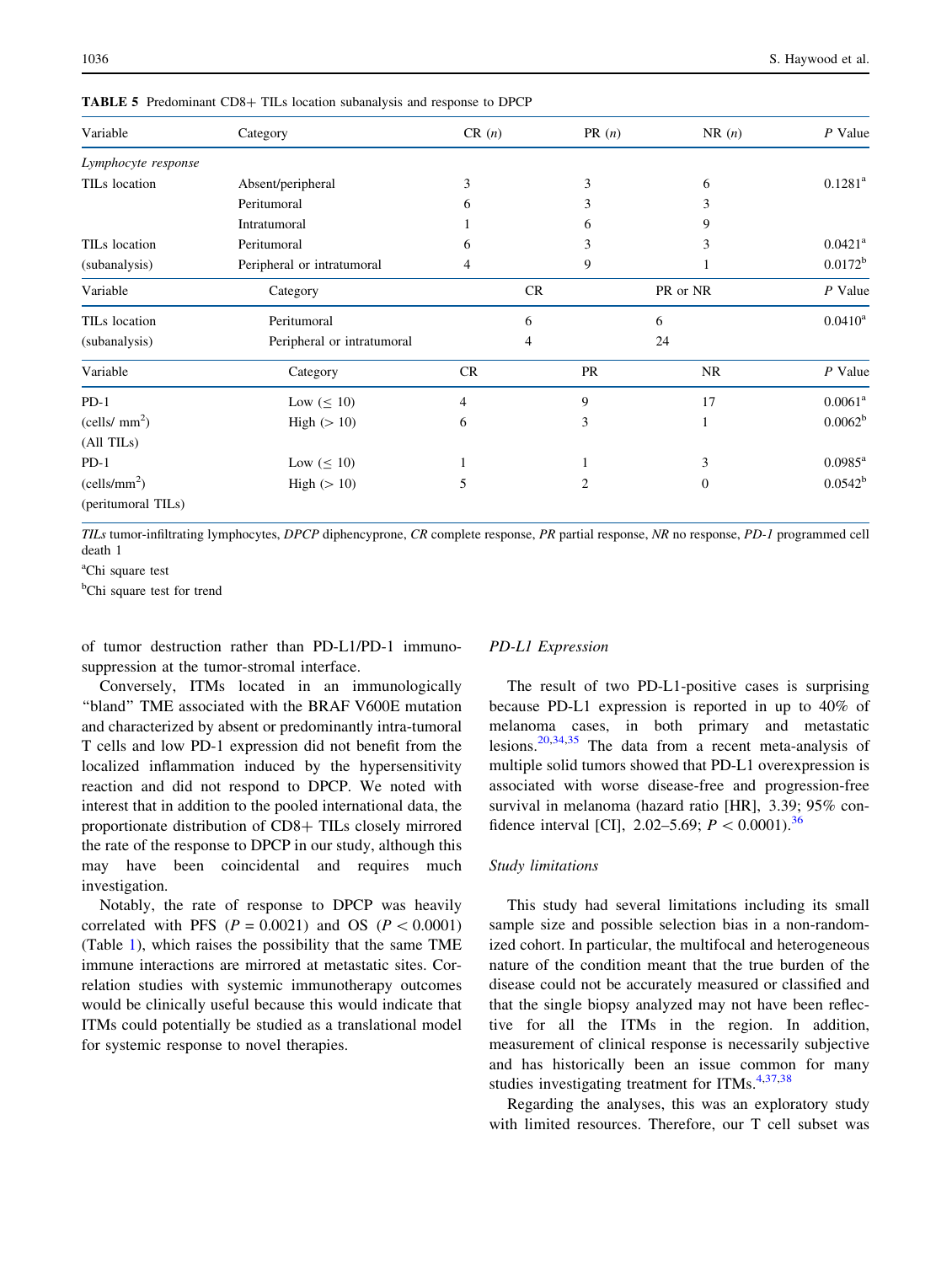**TABLE 5** Predominant CD8+ TILs location subanalysis and response to DPCP

| Variable | Category | CR (*n*) | PR (*n*) | NR (*n*) | *P* Value |
|---|---|---|---|---|---|
| *Lymphocyte response* | | | | | |
| TILs location | Absent/peripheral | 3 | 3 | 6 | 0.1281[a] |
| | Peritumoral | 6 | 3 | 3 | |
| | Intratumoral | 1 | 6 | 9 | |
| TILs location | Peritumoral | 6 | 3 | 3 | 0.0421[a] |
| (subanalysis) | Peripheral or intratumoral | 4 | 9 | 1 | 0.0172[b] |

| Variable | Category | CR | PR or NR | *P* Value |
|---|---|---|---|---|
| TILs location | Peritumoral | 6 | 6 | 0.0410[a] |
| (subanalysis) | Peripheral or intratumoral | 4 | 24 | |

| Variable | Category | CR | PR | NR | *P* Value |
|---|---|---|---|---|---|
| PD-1 | Low (≤ 10) | 4 | 9 | 17 | 0.0061[a] |
| (cells/ mm$^2$) | High (> 10) | 6 | 3 | 1 | 0.0062[b] |
| (All TILs) | | | | | |
| PD-1 | Low (≤ 10) | 1 | 1 | 3 | 0.0985[a] |
| (cells/mm$^2$) | High (> 10) | 5 | 2 | 0 | 0.0542[b] |
| (peritumoral TILs) | | | | | |

*TILs* tumor-infiltrating lymphocytes, *DPCP* diphencyprone, *CR* complete response, *PR* partial response, *NR* no response, *PD-1* programmed cell death 1

[a]Chi square test

[b]Chi square test for trend

of tumor destruction rather than PD-L1/PD-1 immunosuppression at the tumor-stromal interface.

Conversely, ITMs located in an immunologically "bland" TME associated with the BRAF V600E mutation and characterized by absent or predominantly intra-tumoral T cells and low PD-1 expression did not benefit from the localized inflammation induced by the hypersensitivity reaction and did not respond to DPCP. We noted with interest that in addition to the pooled international data, the proportionate distribution of CD8+ TILs closely mirrored the rate of the response to DPCP in our study, although this may have been coincidental and requires much investigation.

Notably, the rate of response to DPCP was heavily correlated with PFS ($P = 0.0021$) and OS ($P < 0.0001$) (Table 1), which raises the possibility that the same TME immune interactions are mirrored at metastatic sites. Correlation studies with systemic immunotherapy outcomes would be clinically useful because this would indicate that ITMs could potentially be studied as a translational model for systemic response to novel therapies.

*PD-L1 Expression*

The result of two PD-L1-positive cases is surprising because PD-L1 expression is reported in up to 40% of melanoma cases, in both primary and metastatic lesions.[20,34,35] The data from a recent meta-analysis of multiple solid tumors showed that PD-L1 overexpression is associated with worse disease-free and progression-free survival in melanoma (hazard ratio [HR], 3.39; 95% confidence interval [CI], 2.02–5.69; $P < 0.0001$).[36]

*Study limitations*

This study had several limitations including its small sample size and possible selection bias in a non-randomized cohort. In particular, the multifocal and heterogeneous nature of the condition meant that the true burden of the disease could not be accurately measured or classified and that the single biopsy analyzed may not have been reflective for all the ITMs in the region. In addition, measurement of clinical response is necessarily subjective and has historically been an issue common for many studies investigating treatment for ITMs.[4,37,38]

Regarding the analyses, this was an exploratory study with limited resources. Therefore, our T cell subset was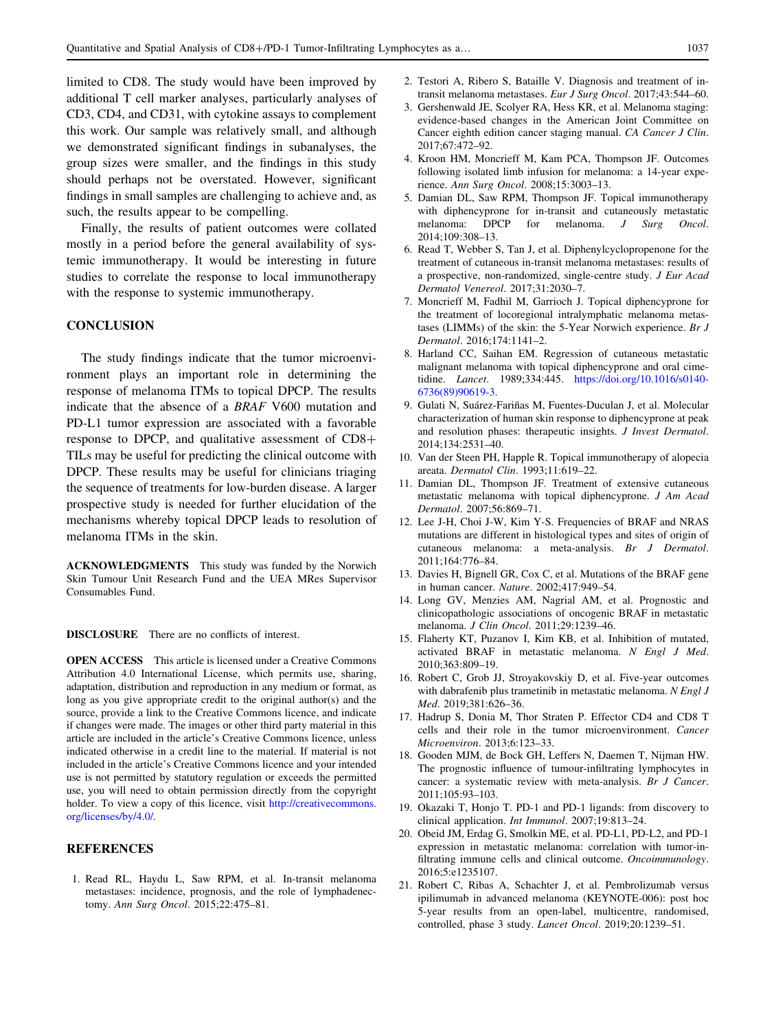limited to CD8. The study would have been improved by additional T cell marker analyses, particularly analyses of CD3, CD4, and CD31, with cytokine assays to complement this work. Our sample was relatively small, and although we demonstrated significant findings in subanalyses, the group sizes were smaller, and the findings in this study should perhaps not be overstated. However, significant findings in small samples are challenging to achieve and, as such, the results appear to be compelling.

Finally, the results of patient outcomes were collated mostly in a period before the general availability of systemic immunotherapy. It would be interesting in future studies to correlate the response to local immunotherapy with the response to systemic immunotherapy.

## CONCLUSION

The study findings indicate that the tumor microenvironment plays an important role in determining the response of melanoma ITMs to topical DPCP. The results indicate that the absence of a *BRAF* V600 mutation and PD-L1 tumor expression are associated with a favorable response to DPCP, and qualitative assessment of CD8+ TILs may be useful for predicting the clinical outcome with DPCP. These results may be useful for clinicians triaging the sequence of treatments for low-burden disease. A larger prospective study is needed for further elucidation of the mechanisms whereby topical DPCP leads to resolution of melanoma ITMs in the skin.

**ACKNOWLEDGMENTS** This study was funded by the Norwich Skin Tumour Unit Research Fund and the UEA MRes Supervisor Consumables Fund.

**DISCLOSURE** There are no conflicts of interest.

**OPEN ACCESS** This article is licensed under a Creative Commons Attribution 4.0 International License, which permits use, sharing, adaptation, distribution and reproduction in any medium or format, as long as you give appropriate credit to the original author(s) and the source, provide a link to the Creative Commons licence, and indicate if changes were made. The images or other third party material in this article are included in the article's Creative Commons licence, unless indicated otherwise in a credit line to the material. If material is not included in the article's Creative Commons licence and your intended use is not permitted by statutory regulation or exceeds the permitted use, you will need to obtain permission directly from the copyright holder. To view a copy of this licence, visit http://creativecommons.org/licenses/by/4.0/.

## REFERENCES

1. Read RL, Haydu L, Saw RPM, et al. In-transit melanoma metastases: incidence, prognosis, and the role of lymphadenectomy. *Ann Surg Oncol*. 2015;22:475–81.
2. Testori A, Ribero S, Bataille V. Diagnosis and treatment of in-transit melanoma metastases. *Eur J Surg Oncol*. 2017;43:544–60.
3. Gershenwald JE, Scolyer RA, Hess KR, et al. Melanoma staging: evidence-based changes in the American Joint Committee on Cancer eighth edition cancer staging manual. *CA Cancer J Clin*. 2017;67:472–92.
4. Kroon HM, Moncrieff M, Kam PCA, Thompson JF. Outcomes following isolated limb infusion for melanoma: a 14-year experience. *Ann Surg Oncol*. 2008;15:3003–13.
5. Damian DL, Saw RPM, Thompson JF. Topical immunotherapy with diphencyprone for in-transit and cutaneously metastatic melanoma: DPCP for melanoma. *J Surg Oncol*. 2014;109:308–13.
6. Read T, Webber S, Tan J, et al. Diphenylcyclopropenone for the treatment of cutaneous in-transit melanoma metastases: results of a prospective, non-randomized, single-centre study. *J Eur Acad Dermatol Venereol*. 2017;31:2030–7.
7. Moncrieff M, Fadhil M, Garrioch J. Topical diphencyprone for the treatment of locoregional intralymphatic melanoma metastases (LIMMs) of the skin: the 5-Year Norwich experience. *Br J Dermatol*. 2016;174:1141–2.
8. Harland CC, Saihan EM. Regression of cutaneous metastatic malignant melanoma with topical diphencyprone and oral cimetidine. *Lancet*. 1989;334:445. https://doi.org/10.1016/s0140-6736(89)90619-3.
9. Gulati N, Suárez-Fariñas M, Fuentes-Duculan J, et al. Molecular characterization of human skin response to diphencyprone at peak and resolution phases: therapeutic insights. *J Invest Dermatol*. 2014;134:2531–40.
10. Van der Steen PH, Happle R. Topical immunotherapy of alopecia areata. *Dermatol Clin*. 1993;11:619–22.
11. Damian DL, Thompson JF. Treatment of extensive cutaneous metastatic melanoma with topical diphencyprone. *J Am Acad Dermatol*. 2007;56:869–71.
12. Lee J-H, Choi J-W, Kim Y-S. Frequencies of BRAF and NRAS mutations are different in histological types and sites of origin of cutaneous melanoma: a meta-analysis. *Br J Dermatol*. 2011;164:776–84.
13. Davies H, Bignell GR, Cox C, et al. Mutations of the BRAF gene in human cancer. *Nature*. 2002;417:949–54.
14. Long GV, Menzies AM, Nagrial AM, et al. Prognostic and clinicopathologic associations of oncogenic BRAF in metastatic melanoma. *J Clin Oncol*. 2011;29:1239–46.
15. Flaherty KT, Puzanov I, Kim KB, et al. Inhibition of mutated, activated BRAF in metastatic melanoma. *N Engl J Med*. 2010;363:809–19.
16. Robert C, Grob JJ, Stroyakovskiy D, et al. Five-year outcomes with dabrafenib plus trametinib in metastatic melanoma. *N Engl J Med*. 2019;381:626–36.
17. Hadrup S, Donia M, Thor Straten P. Effector CD4 and CD8 T cells and their role in the tumor microenvironment. *Cancer Microenviron*. 2013;6:123–33.
18. Gooden MJM, de Bock GH, Leffers N, Daemen T, Nijman HW. The prognostic influence of tumour-infiltrating lymphocytes in cancer: a systematic review with meta-analysis. *Br J Cancer*. 2011;105:93–103.
19. Okazaki T, Honjo T. PD-1 and PD-1 ligands: from discovery to clinical application. *Int Immunol*. 2007;19:813–24.
20. Obeid JM, Erdag G, Smolkin ME, et al. PD-L1, PD-L2, and PD-1 expression in metastatic melanoma: correlation with tumor-infiltrating immune cells and clinical outcome. *Oncoimmunology*. 2016;5:e1235107.
21. Robert C, Ribas A, Schachter J, et al. Pembrolizumab versus ipilimumab in advanced melanoma (KEYNOTE-006): post hoc 5-year results from an open-label, multicentre, randomised, controlled, phase 3 study. *Lancet Oncol*. 2019;20:1239–51.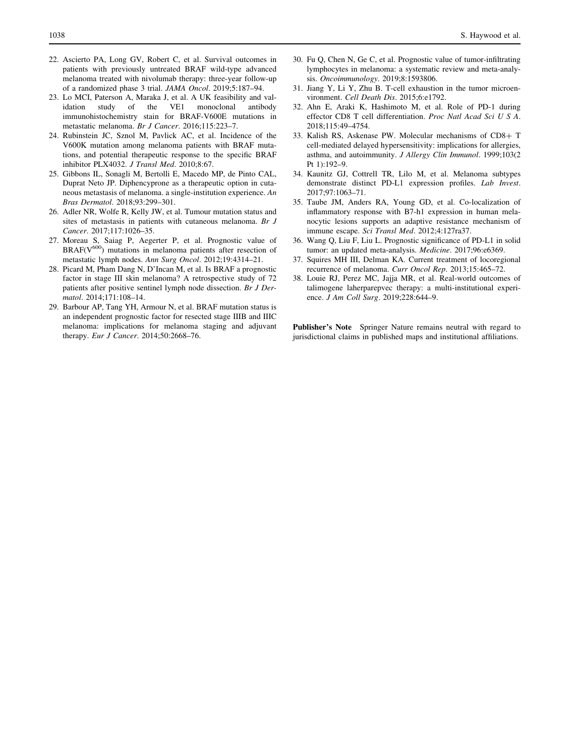22. Ascierto PA, Long GV, Robert C, et al. Survival outcomes in patients with previously untreated BRAF wild-type advanced melanoma treated with nivolumab therapy: three-year follow-up of a randomized phase 3 trial. *JAMA Oncol*. 2019;5:187–94.
23. Lo MCI, Paterson A, Maraka J, et al. A UK feasibility and validation study of the VE1 monoclonal antibody immunohistochemistry stain for BRAF-V600E mutations in metastatic melanoma. *Br J Cancer*. 2016;115:223–7.
24. Rubinstein JC, Sznol M, Pavlick AC, et al. Incidence of the V600K mutation among melanoma patients with BRAF mutations, and potential therapeutic response to the specific BRAF inhibitor PLX4032. *J Transl Med*. 2010;8:67.
25. Gibbons IL, Sonagli M, Bertolli E, Macedo MP, de Pinto CAL, Duprat Neto JP. Diphencyprone as a therapeutic option in cutaneous metastasis of melanoma. a single-institution experience. *An Bras Dermatol*. 2018;93:299–301.
26. Adler NR, Wolfe R, Kelly JW, et al. Tumour mutation status and sites of metastasis in patients with cutaneous melanoma. *Br J Cancer*. 2017;117:1026–35.
27. Moreau S, Saiag P, Aegerter P, et al. Prognostic value of BRAF($V^{600}$) mutations in melanoma patients after resection of metastatic lymph nodes. *Ann Surg Oncol*. 2012;19:4314–21.
28. Picard M, Pham Dang N, D'Incan M, et al. Is BRAF a prognostic factor in stage III skin melanoma? A retrospective study of 72 patients after positive sentinel lymph node dissection. *Br J Dermatol*. 2014;171:108–14.
29. Barbour AP, Tang YH, Armour N, et al. BRAF mutation status is an independent prognostic factor for resected stage IIIB and IIIC melanoma: implications for melanoma staging and adjuvant therapy. *Eur J Cancer*. 2014;50:2668–76.
30. Fu Q, Chen N, Ge C, et al. Prognostic value of tumor-infiltrating lymphocytes in melanoma: a systematic review and meta-analysis. *Oncoimmunology*. 2019;8:1593806.
31. Jiang Y, Li Y, Zhu B. T-cell exhaustion in the tumor microenvironment. *Cell Death Dis*. 2015;6:e1792.
32. Ahn E, Araki K, Hashimoto M, et al. Role of PD-1 during effector CD8 T cell differentiation. *Proc Natl Acad Sci U S A*. 2018;115:49–4754.
33. Kalish RS, Askenase PW. Molecular mechanisms of CD8+ T cell-mediated delayed hypersensitivity: implications for allergies, asthma, and autoimmunity. *J Allergy Clin Immunol*. 1999;103(2 Pt 1):192–9.
34. Kaunitz GJ, Cottrell TR, Lilo M, et al. Melanoma subtypes demonstrate distinct PD-L1 expression profiles. *Lab Invest*. 2017;97:1063–71.
35. Taube JM, Anders RA, Young GD, et al. Co-localization of inflammatory response with B7-h1 expression in human melanocytic lesions supports an adaptive resistance mechanism of immune escape. *Sci Transl Med*. 2012;4:127ra37.
36. Wang Q, Liu F, Liu L. Prognostic significance of PD-L1 in solid tumor: an updated meta-analysis. *Medicine*. 2017;96:e6369.
37. Squires MH III, Delman KA. Current treatment of locoregional recurrence of melanoma. *Curr Oncol Rep*. 2013;15:465–72.
38. Louie RJ, Perez MC, Jajja MR, et al. Real-world outcomes of talimogene laherparepvec therapy: a multi-institutional experience. *J Am Coll Surg*. 2019;228:644–9.

**Publisher's Note** Springer Nature remains neutral with regard to jurisdictional claims in published maps and institutional affiliations.